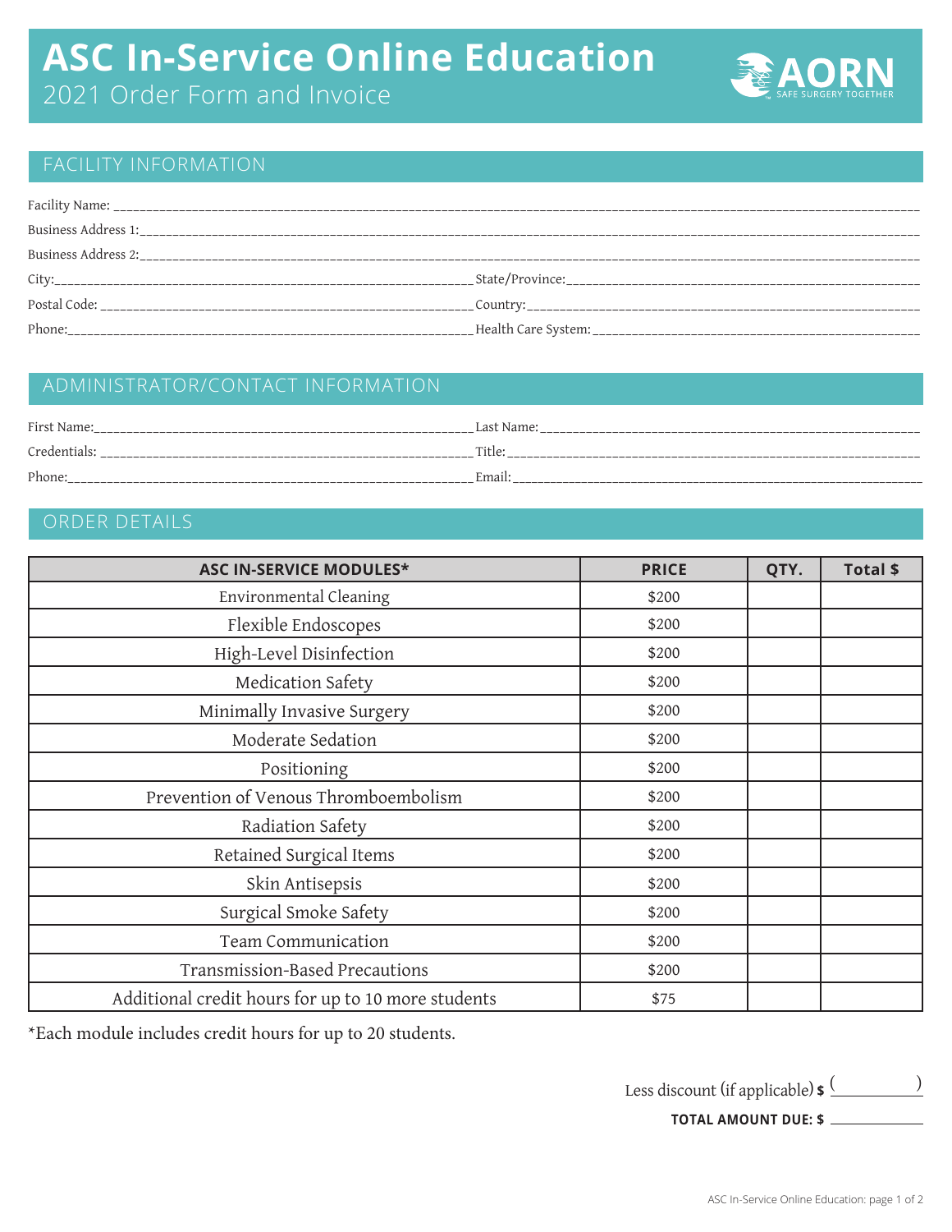# ASC In-Service Online Education

2021 Order Form and Invoice

AORN SAFE SURGERY TOGETHER

## FACILITY INFORMATION

Facility Name: ____________________

Business Address 1: ____________________

Business Address 2: ____________________

City: ____________________ State/Province: ____________________

Postal Code: ____________________ Country: ____________________

Phone: ____________________ Health Care System: ____________________

## ADMINISTRATOR/CONTACT INFORMATION

First Name: ____________________ Last Name: ____________________

Credentials: ____________________ Title: ____________________

Phone: ____________________ Email: ____________________

## ORDER DETAILS

| ASC IN-SERVICE MODULES* | PRICE | QTY. | Total $ |
|---|---|---|---|
| Environmental Cleaning | $200 | | |
| Flexible Endoscopes | $200 | | |
| High-Level Disinfection | $200 | | |
| Medication Safety | $200 | | |
| Minimally Invasive Surgery | $200 | | |
| Moderate Sedation | $200 | | |
| Positioning | $200 | | |
| Prevention of Venous Thromboembolism | $200 | | |
| Radiation Safety | $200 | | |
| Retained Surgical Items | $200 | | |
| Skin Antisepsis | $200 | | |
| Surgical Smoke Safety | $200 | | |
| Team Communication | $200 | | |
| Transmission-Based Precautions | $200 | | |
| Additional credit hours for up to 10 more students | $75 | | |

*Each module includes credit hours for up to 20 students.

Less discount (if applicable) **$** (__________)

**TOTAL AMOUNT DUE: $** __________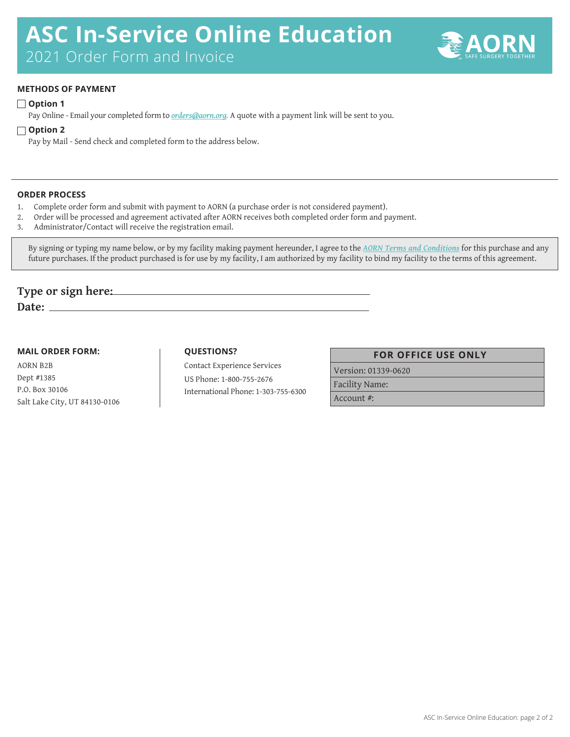# ASC In-Service Online Education

## 2021 Order Form and Invoice

AORN
SAFE SURGERY TOGETHER

### METHODS OF PAYMENT

☐ **Option 1**

Pay Online - Email your completed form to *orders@aorn.org.* A quote with a payment link will be sent to you.

☐ **Option 2**

Pay by Mail - Send check and completed form to the address below.

### ORDER PROCESS

1. Complete order form and submit with payment to AORN (a purchase order is not considered payment).
2. Order will be processed and agreement activated after AORN receives both completed order form and payment.
3. Administrator/Contact will receive the registration email.

By signing or typing my name below, or by my facility making payment hereunder, I agree to the *AORN Terms and Conditions* for this purchase and any future purchases. If the product purchased is for use by my facility, I am authorized by my facility to bind my facility to the terms of this agreement.

**Type or sign here:** ____________________________________________

**Date:** ____________________________________________

**MAIL ORDER FORM:**

AORN B2B
Dept #1385
P.O. Box 30106
Salt Lake City, UT 84130-0106

**QUESTIONS?**

Contact Experience Services
US Phone: 1-800-755-2676
International Phone: 1-303-755-6300

| FOR OFFICE USE ONLY |
| --- |
| Version: 01339-0620 |
| Facility Name: |
| Account #: |